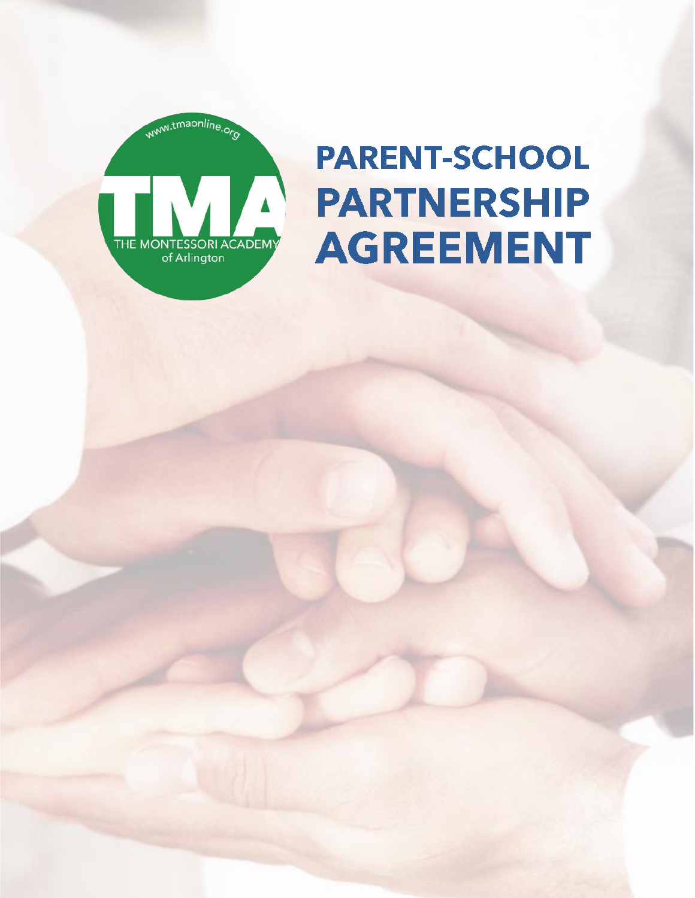www.tmaonline.org

TMA

THE MONTESSORI ACADEMY of Arlington

# PARENT-SCHOOL PARTNERSHIP AGREEMENT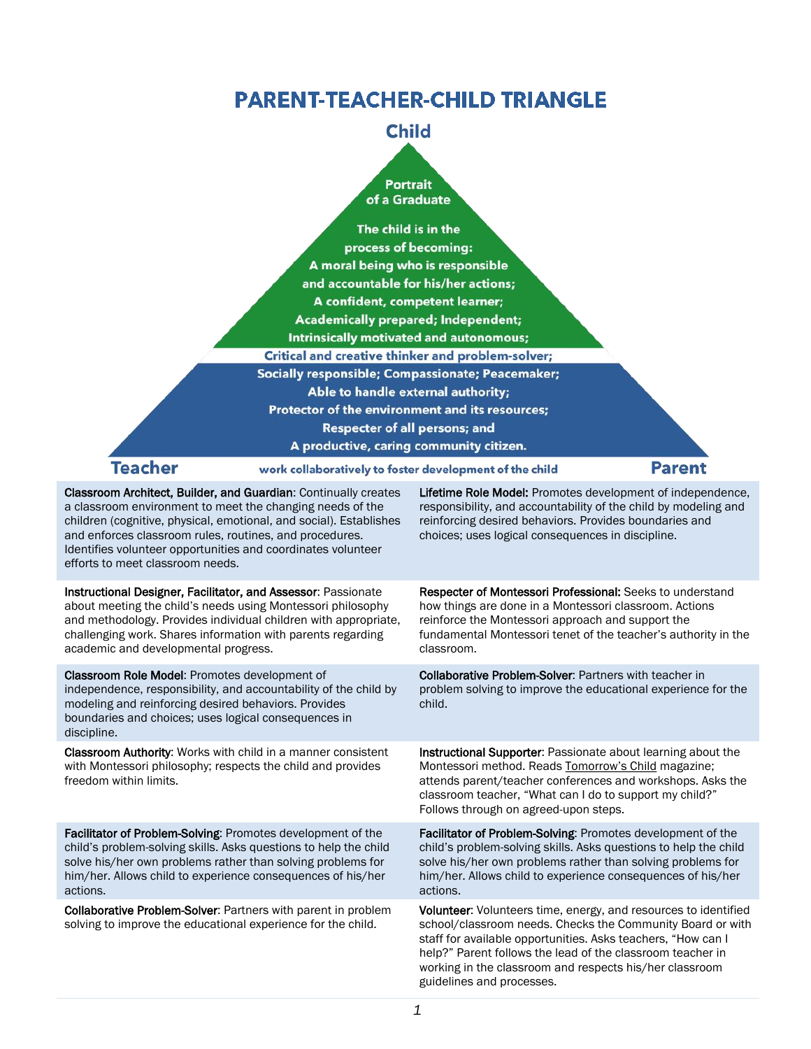# PARENT-TEACHER-CHILD TRIANGLE

**Child**

**Portrait of a Graduate**

**The child is in the process of becoming:**
**A moral being who is responsible and accountable for his/her actions;**
**A confident, competent learner;**
**Academically prepared; Independent;**
**Intrinsically motivated and autonomous;**
**Critical and creative thinker and problem-solver;**
**Socially responsible; Compassionate; Peacemaker;**
**Able to handle external authority;**
**Protector of the environment and its resources;**
**Respecter of all persons; and**
**A productive, caring community citizen.**

**Teacher** — **work collaboratively to foster development of the child** — **Parent**

| Teacher | Parent |
| --- | --- |
| **Classroom Architect, Builder, and Guardian**: Continually creates a classroom environment to meet the changing needs of the children (cognitive, physical, emotional, and social). Establishes and enforces classroom rules, routines, and procedures. Identifies volunteer opportunities and coordinates volunteer efforts to meet classroom needs. | **Lifetime Role Model:** Promotes development of independence, responsibility, and accountability of the child by modeling and reinforcing desired behaviors. Provides boundaries and choices; uses logical consequences in discipline. |
| **Instructional Designer, Facilitator, and Assessor**: Passionate about meeting the child's needs using Montessori philosophy and methodology. Provides individual children with appropriate, challenging work. Shares information with parents regarding academic and developmental progress. | **Respecter of Montessori Professional:** Seeks to understand how things are done in a Montessori classroom. Actions reinforce the Montessori approach and support the fundamental Montessori tenet of the teacher's authority in the classroom. |
| **Classroom Role Model**: Promotes development of independence, responsibility, and accountability of the child by modeling and reinforcing desired behaviors. Provides boundaries and choices; uses logical consequences in discipline. | **Collaborative Problem-Solver**: Partners with teacher in problem solving to improve the educational experience for the child. |
| **Classroom Authority**: Works with child in a manner consistent with Montessori philosophy; respects the child and provides freedom within limits. | **Instructional Supporter**: Passionate about learning about the Montessori method. Reads Tomorrow's Child magazine; attends parent/teacher conferences and workshops. Asks the classroom teacher, "What can I do to support my child?" Follows through on agreed-upon steps. |
| **Facilitator of Problem-Solving**: Promotes development of the child's problem-solving skills. Asks questions to help the child solve his/her own problems rather than solving problems for him/her. Allows child to experience consequences of his/her actions. | **Facilitator of Problem-Solving**: Promotes development of the child's problem-solving skills. Asks questions to help the child solve his/her own problems rather than solving problems for him/her. Allows child to experience consequences of his/her actions. |
| **Collaborative Problem-Solver**: Partners with parent in problem solving to improve the educational experience for the child. | **Volunteer**: Volunteers time, energy, and resources to identified school/classroom needs. Checks the Community Board or with staff for available opportunities. Asks teachers, "How can I help?" Parent follows the lead of the classroom teacher in working in the classroom and respects his/her classroom guidelines and processes. |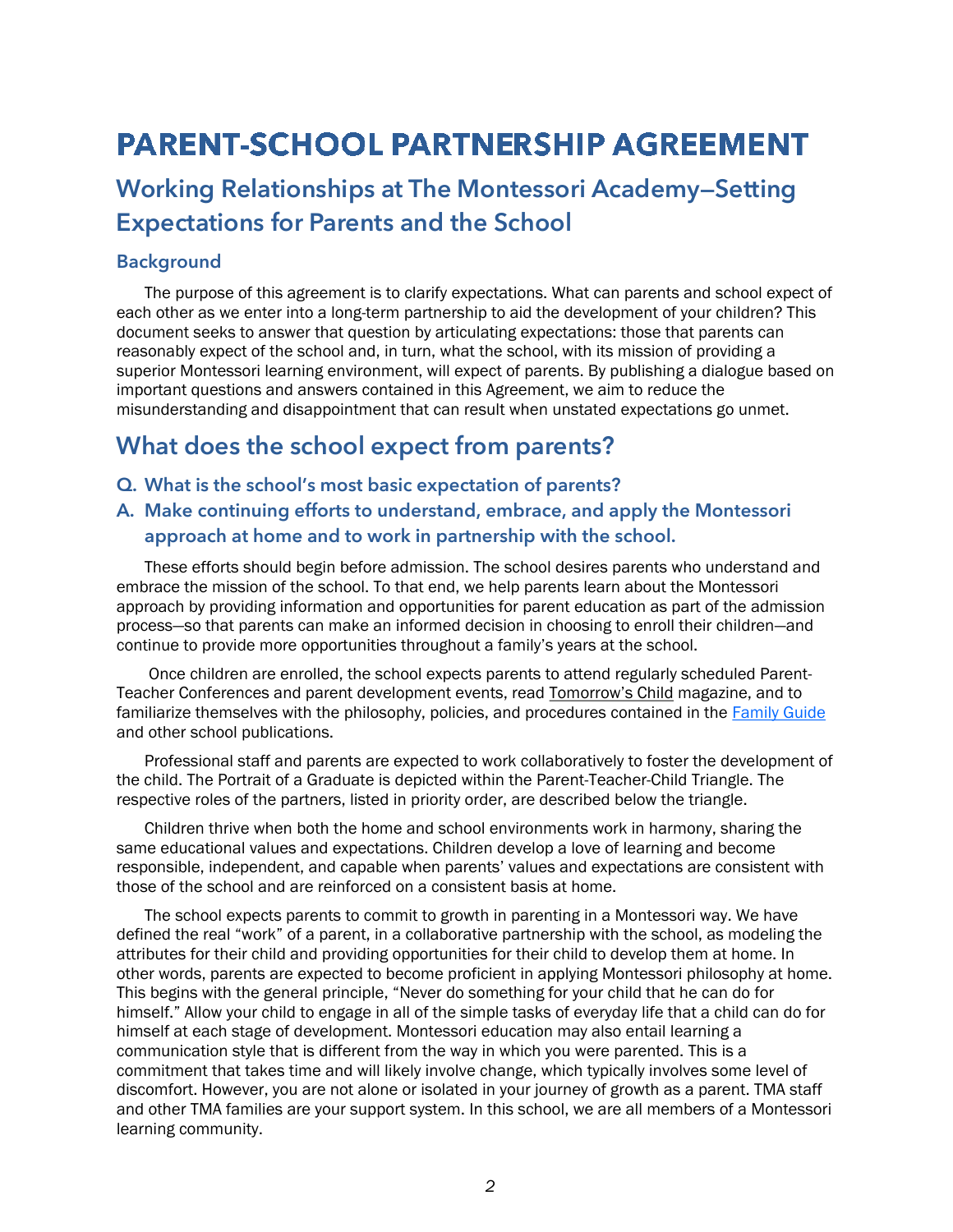# PARENT-SCHOOL PARTNERSHIP AGREEMENT

## Working Relationships at The Montessori Academy—Setting Expectations for Parents and the School

### Background

The purpose of this agreement is to clarify expectations. What can parents and school expect of each other as we enter into a long-term partnership to aid the development of your children? This document seeks to answer that question by articulating expectations: those that parents can reasonably expect of the school and, in turn, what the school, with its mission of providing a superior Montessori learning environment, will expect of parents. By publishing a dialogue based on important questions and answers contained in this Agreement, we aim to reduce the misunderstanding and disappointment that can result when unstated expectations go unmet.

## What does the school expect from parents?

### Q. What is the school's most basic expectation of parents?

### A. Make continuing efforts to understand, embrace, and apply the Montessori approach at home and to work in partnership with the school.

These efforts should begin before admission. The school desires parents who understand and embrace the mission of the school. To that end, we help parents learn about the Montessori approach by providing information and opportunities for parent education as part of the admission process—so that parents can make an informed decision in choosing to enroll their children—and continue to provide more opportunities throughout a family's years at the school.

Once children are enrolled, the school expects parents to attend regularly scheduled Parent-Teacher Conferences and parent development events, read Tomorrow's Child magazine, and to familiarize themselves with the philosophy, policies, and procedures contained in the Family Guide and other school publications.

Professional staff and parents are expected to work collaboratively to foster the development of the child. The Portrait of a Graduate is depicted within the Parent-Teacher-Child Triangle. The respective roles of the partners, listed in priority order, are described below the triangle.

Children thrive when both the home and school environments work in harmony, sharing the same educational values and expectations. Children develop a love of learning and become responsible, independent, and capable when parents' values and expectations are consistent with those of the school and are reinforced on a consistent basis at home.

The school expects parents to commit to growth in parenting in a Montessori way. We have defined the real "work" of a parent, in a collaborative partnership with the school, as modeling the attributes for their child and providing opportunities for their child to develop them at home. In other words, parents are expected to become proficient in applying Montessori philosophy at home. This begins with the general principle, "Never do something for your child that he can do for himself." Allow your child to engage in all of the simple tasks of everyday life that a child can do for himself at each stage of development. Montessori education may also entail learning a communication style that is different from the way in which you were parented. This is a commitment that takes time and will likely involve change, which typically involves some level of discomfort. However, you are not alone or isolated in your journey of growth as a parent. TMA staff and other TMA families are your support system. In this school, we are all members of a Montessori learning community.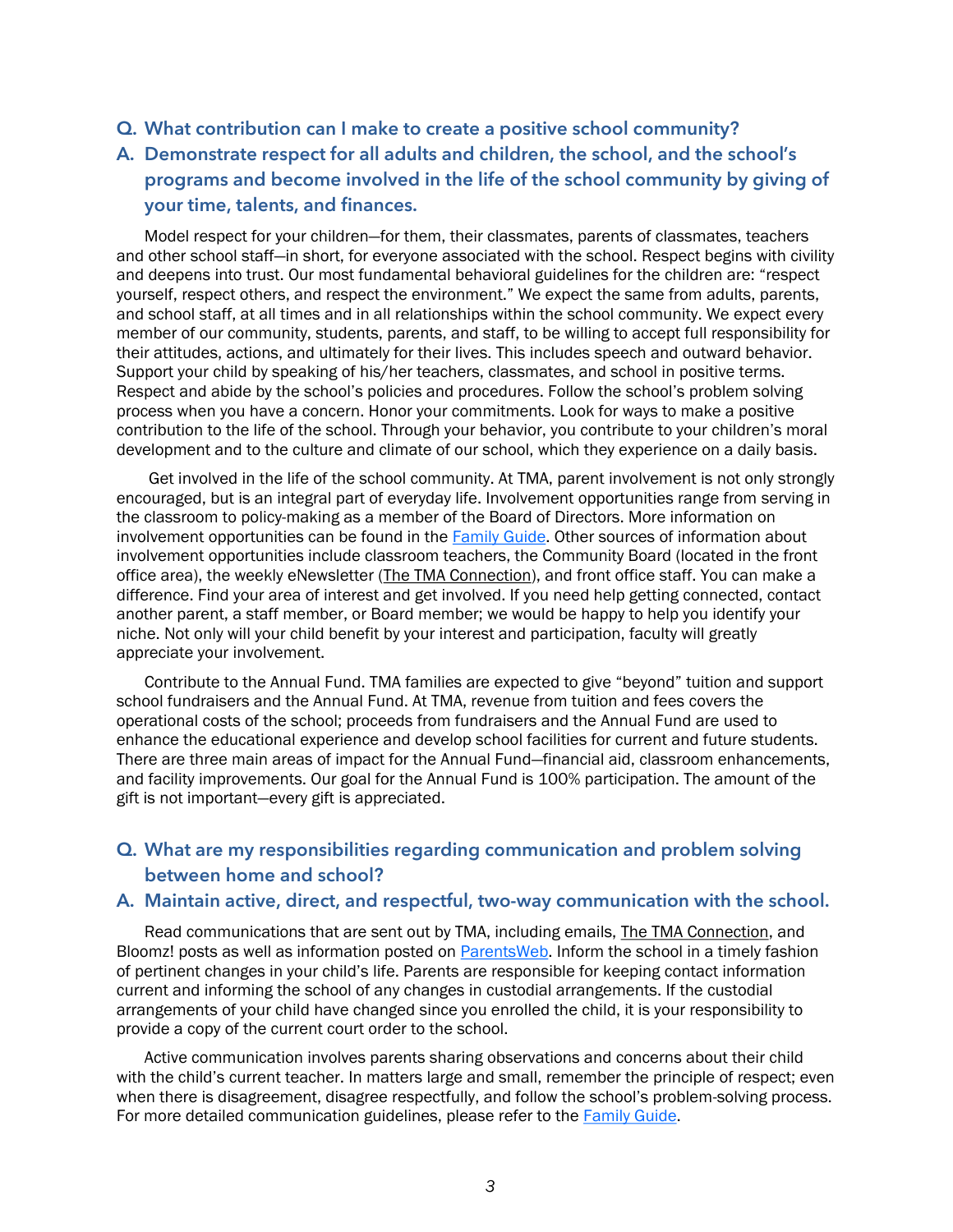## Q. What contribution can I make to create a positive school community?

## A. Demonstrate respect for all adults and children, the school, and the school's programs and become involved in the life of the school community by giving of your time, talents, and finances.

Model respect for your children—for them, their classmates, parents of classmates, teachers and other school staff—in short, for everyone associated with the school. Respect begins with civility and deepens into trust. Our most fundamental behavioral guidelines for the children are: "respect yourself, respect others, and respect the environment." We expect the same from adults, parents, and school staff, at all times and in all relationships within the school community. We expect every member of our community, students, parents, and staff, to be willing to accept full responsibility for their attitudes, actions, and ultimately for their lives. This includes speech and outward behavior. Support your child by speaking of his/her teachers, classmates, and school in positive terms. Respect and abide by the school's policies and procedures. Follow the school's problem solving process when you have a concern. Honor your commitments. Look for ways to make a positive contribution to the life of the school. Through your behavior, you contribute to your children's moral development and to the culture and climate of our school, which they experience on a daily basis.

Get involved in the life of the school community. At TMA, parent involvement is not only strongly encouraged, but is an integral part of everyday life. Involvement opportunities range from serving in the classroom to policy-making as a member of the Board of Directors. More information on involvement opportunities can be found in the Family Guide. Other sources of information about involvement opportunities include classroom teachers, the Community Board (located in the front office area), the weekly eNewsletter (The TMA Connection), and front office staff. You can make a difference. Find your area of interest and get involved. If you need help getting connected, contact another parent, a staff member, or Board member; we would be happy to help you identify your niche. Not only will your child benefit by your interest and participation, faculty will greatly appreciate your involvement.

Contribute to the Annual Fund. TMA families are expected to give "beyond" tuition and support school fundraisers and the Annual Fund. At TMA, revenue from tuition and fees covers the operational costs of the school; proceeds from fundraisers and the Annual Fund are used to enhance the educational experience and develop school facilities for current and future students. There are three main areas of impact for the Annual Fund—financial aid, classroom enhancements, and facility improvements. Our goal for the Annual Fund is 100% participation. The amount of the gift is not important—every gift is appreciated.

## Q. What are my responsibilities regarding communication and problem solving between home and school?

## A. Maintain active, direct, and respectful, two-way communication with the school.

Read communications that are sent out by TMA, including emails, The TMA Connection, and Bloomz! posts as well as information posted on ParentsWeb. Inform the school in a timely fashion of pertinent changes in your child's life. Parents are responsible for keeping contact information current and informing the school of any changes in custodial arrangements. If the custodial arrangements of your child have changed since you enrolled the child, it is your responsibility to provide a copy of the current court order to the school.

Active communication involves parents sharing observations and concerns about their child with the child's current teacher. In matters large and small, remember the principle of respect; even when there is disagreement, disagree respectfully, and follow the school's problem-solving process. For more detailed communication guidelines, please refer to the Family Guide.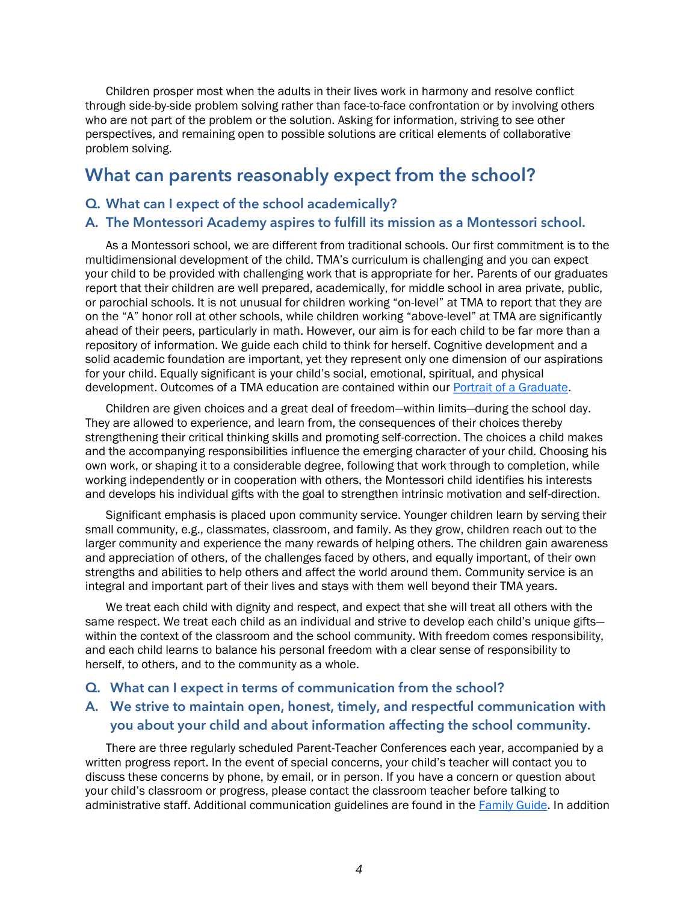Children prosper most when the adults in their lives work in harmony and resolve conflict through side-by-side problem solving rather than face-to-face confrontation or by involving others who are not part of the problem or the solution. Asking for information, striving to see other perspectives, and remaining open to possible solutions are critical elements of collaborative problem solving.

## What can parents reasonably expect from the school?

### Q. What can I expect of the school academically?

### A. The Montessori Academy aspires to fulfill its mission as a Montessori school.

As a Montessori school, we are different from traditional schools. Our first commitment is to the multidimensional development of the child. TMA's curriculum is challenging and you can expect your child to be provided with challenging work that is appropriate for her. Parents of our graduates report that their children are well prepared, academically, for middle school in area private, public, or parochial schools. It is not unusual for children working "on-level" at TMA to report that they are on the "A" honor roll at other schools, while children working "above-level" at TMA are significantly ahead of their peers, particularly in math. However, our aim is for each child to be far more than a repository of information. We guide each child to think for herself. Cognitive development and a solid academic foundation are important, yet they represent only one dimension of our aspirations for your child. Equally significant is your child's social, emotional, spiritual, and physical development. Outcomes of a TMA education are contained within our [Portrait of a Graduate](#).

Children are given choices and a great deal of freedom—within limits—during the school day. They are allowed to experience, and learn from, the consequences of their choices thereby strengthening their critical thinking skills and promoting self-correction. The choices a child makes and the accompanying responsibilities influence the emerging character of your child. Choosing his own work, or shaping it to a considerable degree, following that work through to completion, while working independently or in cooperation with others, the Montessori child identifies his interests and develops his individual gifts with the goal to strengthen intrinsic motivation and self-direction.

Significant emphasis is placed upon community service. Younger children learn by serving their small community, e.g., classmates, classroom, and family. As they grow, children reach out to the larger community and experience the many rewards of helping others. The children gain awareness and appreciation of others, of the challenges faced by others, and equally important, of their own strengths and abilities to help others and affect the world around them. Community service is an integral and important part of their lives and stays with them well beyond their TMA years.

We treat each child with dignity and respect, and expect that she will treat all others with the same respect. We treat each child as an individual and strive to develop each child's unique gifts—within the context of the classroom and the school community. With freedom comes responsibility, and each child learns to balance his personal freedom with a clear sense of responsibility to herself, to others, and to the community as a whole.

### Q. What can I expect in terms of communication from the school?

### A. We strive to maintain open, honest, timely, and respectful communication with you about your child and about information affecting the school community.

There are three regularly scheduled Parent-Teacher Conferences each year, accompanied by a written progress report. In the event of special concerns, your child's teacher will contact you to discuss these concerns by phone, by email, or in person. If you have a concern or question about your child's classroom or progress, please contact the classroom teacher before talking to administrative staff. Additional communication guidelines are found in the [Family Guide](#). In addition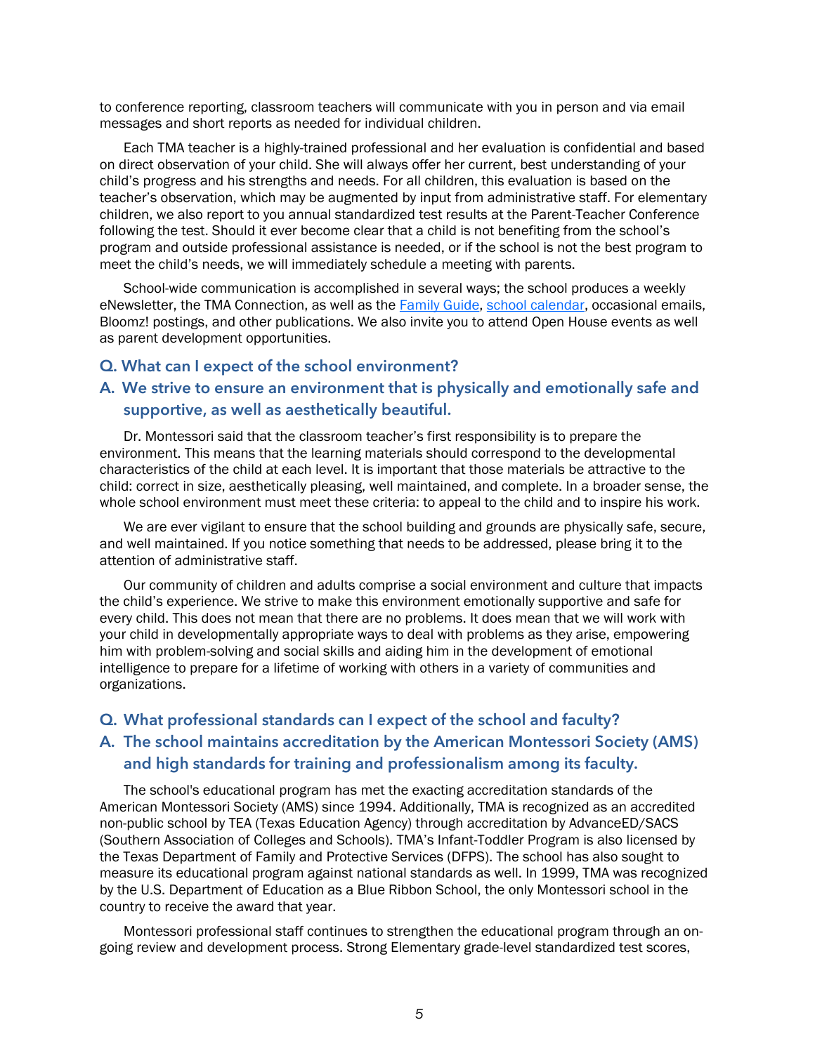to conference reporting, classroom teachers will communicate with you in person and via email messages and short reports as needed for individual children.

Each TMA teacher is a highly-trained professional and her evaluation is confidential and based on direct observation of your child. She will always offer her current, best understanding of your child's progress and his strengths and needs. For all children, this evaluation is based on the teacher's observation, which may be augmented by input from administrative staff. For elementary children, we also report to you annual standardized test results at the Parent-Teacher Conference following the test. Should it ever become clear that a child is not benefiting from the school's program and outside professional assistance is needed, or if the school is not the best program to meet the child's needs, we will immediately schedule a meeting with parents.

School-wide communication is accomplished in several ways; the school produces a weekly eNewsletter, the TMA Connection, as well as the Family Guide, school calendar, occasional emails, Bloomz! postings, and other publications. We also invite you to attend Open House events as well as parent development opportunities.

### Q. What can I expect of the school environment?

### A. We strive to ensure an environment that is physically and emotionally safe and supportive, as well as aesthetically beautiful.

Dr. Montessori said that the classroom teacher's first responsibility is to prepare the environment. This means that the learning materials should correspond to the developmental characteristics of the child at each level. It is important that those materials be attractive to the child: correct in size, aesthetically pleasing, well maintained, and complete. In a broader sense, the whole school environment must meet these criteria: to appeal to the child and to inspire his work.

We are ever vigilant to ensure that the school building and grounds are physically safe, secure, and well maintained. If you notice something that needs to be addressed, please bring it to the attention of administrative staff.

Our community of children and adults comprise a social environment and culture that impacts the child's experience. We strive to make this environment emotionally supportive and safe for every child. This does not mean that there are no problems. It does mean that we will work with your child in developmentally appropriate ways to deal with problems as they arise, empowering him with problem-solving and social skills and aiding him in the development of emotional intelligence to prepare for a lifetime of working with others in a variety of communities and organizations.

### Q. What professional standards can I expect of the school and faculty?

### A. The school maintains accreditation by the American Montessori Society (AMS) and high standards for training and professionalism among its faculty.

The school's educational program has met the exacting accreditation standards of the American Montessori Society (AMS) since 1994. Additionally, TMA is recognized as an accredited non-public school by TEA (Texas Education Agency) through accreditation by AdvanceED/SACS (Southern Association of Colleges and Schools). TMA's Infant-Toddler Program is also licensed by the Texas Department of Family and Protective Services (DFPS). The school has also sought to measure its educational program against national standards as well. In 1999, TMA was recognized by the U.S. Department of Education as a Blue Ribbon School, the only Montessori school in the country to receive the award that year.

Montessori professional staff continues to strengthen the educational program through an on-going review and development process. Strong Elementary grade-level standardized test scores,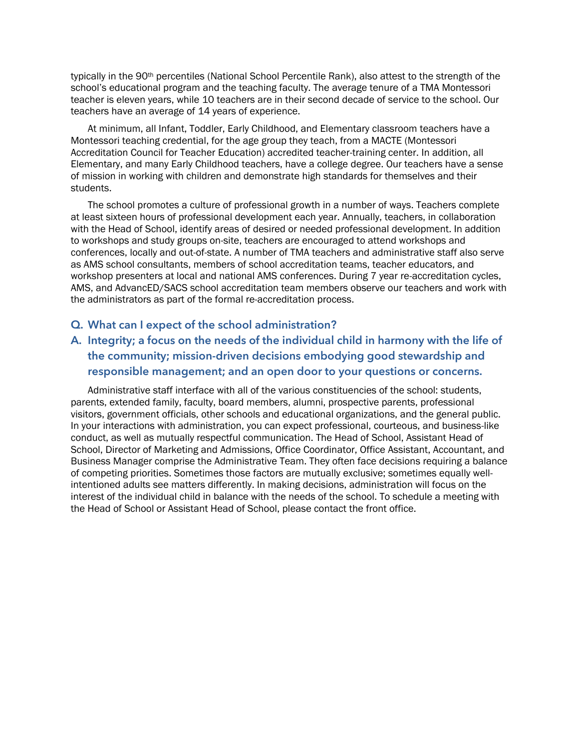typically in the 90th percentiles (National School Percentile Rank), also attest to the strength of the school's educational program and the teaching faculty. The average tenure of a TMA Montessori teacher is eleven years, while 10 teachers are in their second decade of service to the school. Our teachers have an average of 14 years of experience.

At minimum, all Infant, Toddler, Early Childhood, and Elementary classroom teachers have a Montessori teaching credential, for the age group they teach, from a MACTE (Montessori Accreditation Council for Teacher Education) accredited teacher-training center. In addition, all Elementary, and many Early Childhood teachers, have a college degree. Our teachers have a sense of mission in working with children and demonstrate high standards for themselves and their students.

The school promotes a culture of professional growth in a number of ways. Teachers complete at least sixteen hours of professional development each year. Annually, teachers, in collaboration with the Head of School, identify areas of desired or needed professional development. In addition to workshops and study groups on-site, teachers are encouraged to attend workshops and conferences, locally and out-of-state. A number of TMA teachers and administrative staff also serve as AMS school consultants, members of school accreditation teams, teacher educators, and workshop presenters at local and national AMS conferences. During 7 year re-accreditation cycles, AMS, and AdvancED/SACS school accreditation team members observe our teachers and work with the administrators as part of the formal re-accreditation process.

### Q. What can I expect of the school administration?

### A. Integrity; a focus on the needs of the individual child in harmony with the life of the community; mission-driven decisions embodying good stewardship and responsible management; and an open door to your questions or concerns.

Administrative staff interface with all of the various constituencies of the school: students, parents, extended family, faculty, board members, alumni, prospective parents, professional visitors, government officials, other schools and educational organizations, and the general public. In your interactions with administration, you can expect professional, courteous, and business-like conduct, as well as mutually respectful communication. The Head of School, Assistant Head of School, Director of Marketing and Admissions, Office Coordinator, Office Assistant, Accountant, and Business Manager comprise the Administrative Team. They often face decisions requiring a balance of competing priorities. Sometimes those factors are mutually exclusive; sometimes equally well-intentioned adults see matters differently. In making decisions, administration will focus on the interest of the individual child in balance with the needs of the school. To schedule a meeting with the Head of School or Assistant Head of School, please contact the front office.